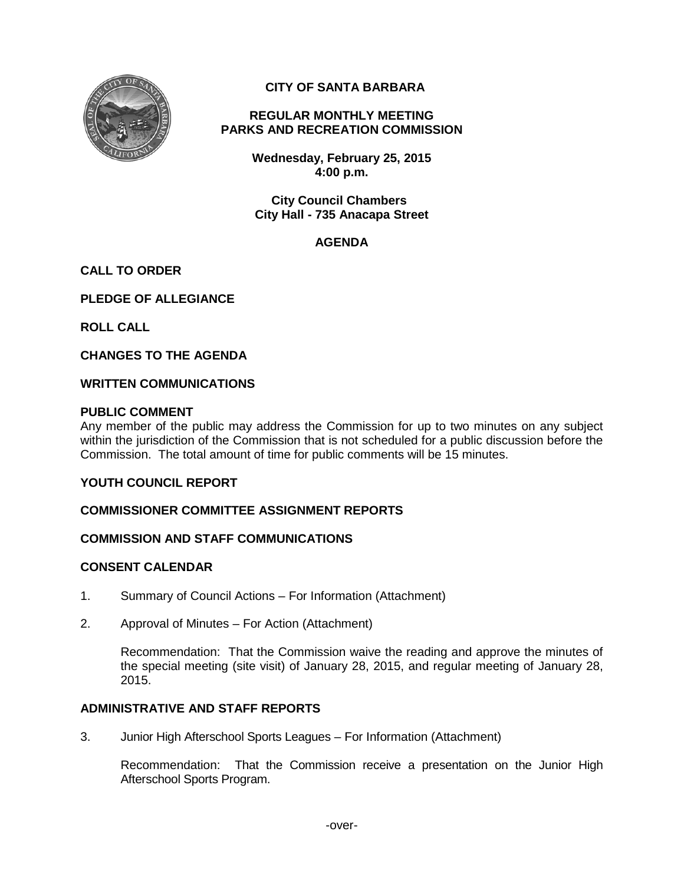# CITY OF SANTA BARBARA

## REGULAR MONTHLY MEETING
## PARKS AND RECREATION COMMISSION

**Wednesday, February 25, 2015**
**4:00 p.m.**

**City Council Chambers**
**City Hall - 735 Anacapa Street**

## AGENDA

**CALL TO ORDER**

**PLEDGE OF ALLEGIANCE**

**ROLL CALL**

**CHANGES TO THE AGENDA**

**WRITTEN COMMUNICATIONS**

**PUBLIC COMMENT**

Any member of the public may address the Commission for up to two minutes on any subject within the jurisdiction of the Commission that is not scheduled for a public discussion before the Commission. The total amount of time for public comments will be 15 minutes.

**YOUTH COUNCIL REPORT**

**COMMISSIONER COMMITTEE ASSIGNMENT REPORTS**

**COMMISSION AND STAFF COMMUNICATIONS**

**CONSENT CALENDAR**

1. Summary of Council Actions – For Information (Attachment)

2. Approval of Minutes – For Action (Attachment)

   Recommendation: That the Commission waive the reading and approve the minutes of the special meeting (site visit) of January 28, 2015, and regular meeting of January 28, 2015.

**ADMINISTRATIVE AND STAFF REPORTS**

3. Junior High Afterschool Sports Leagues – For Information (Attachment)

   Recommendation: That the Commission receive a presentation on the Junior High Afterschool Sports Program.

-over-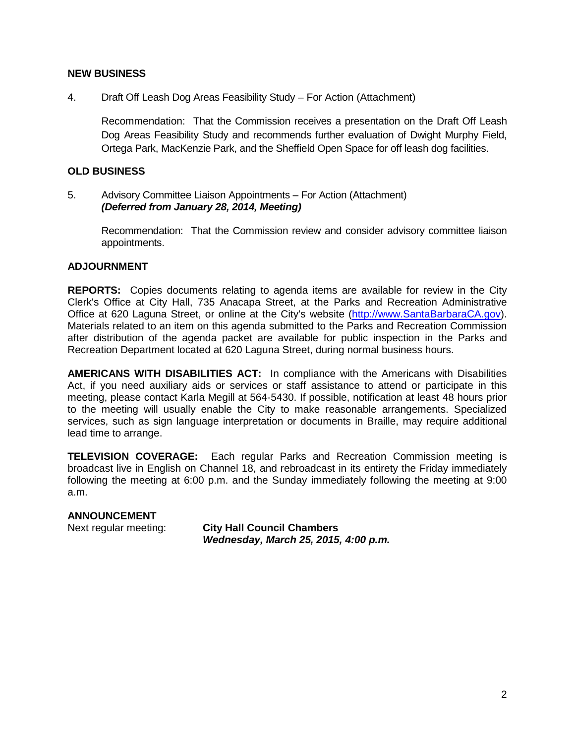**NEW BUSINESS**

4. Draft Off Leash Dog Areas Feasibility Study – For Action (Attachment)

   Recommendation: That the Commission receives a presentation on the Draft Off Leash Dog Areas Feasibility Study and recommends further evaluation of Dwight Murphy Field, Ortega Park, MacKenzie Park, and the Sheffield Open Space for off leash dog facilities.

**OLD BUSINESS**

5. Advisory Committee Liaison Appointments – For Action (Attachment)
   ***(Deferred from January 28, 2014, Meeting)***

   Recommendation: That the Commission review and consider advisory committee liaison appointments.

**ADJOURNMENT**

**REPORTS:** Copies documents relating to agenda items are available for review in the City Clerk's Office at City Hall, 735 Anacapa Street, at the Parks and Recreation Administrative Office at 620 Laguna Street, or online at the City's website (http://www.SantaBarbaraCA.gov). Materials related to an item on this agenda submitted to the Parks and Recreation Commission after distribution of the agenda packet are available for public inspection in the Parks and Recreation Department located at 620 Laguna Street, during normal business hours.

**AMERICANS WITH DISABILITIES ACT:** In compliance with the Americans with Disabilities Act, if you need auxiliary aids or services or staff assistance to attend or participate in this meeting, please contact Karla Megill at 564-5430. If possible, notification at least 48 hours prior to the meeting will usually enable the City to make reasonable arrangements. Specialized services, such as sign language interpretation or documents in Braille, may require additional lead time to arrange.

**TELEVISION COVERAGE:** Each regular Parks and Recreation Commission meeting is broadcast live in English on Channel 18, and rebroadcast in its entirety the Friday immediately following the meeting at 6:00 p.m. and the Sunday immediately following the meeting at 9:00 a.m.

**ANNOUNCEMENT**

Next regular meeting: **City Hall Council Chambers**
***Wednesday, March 25, 2015, 4:00 p.m.***